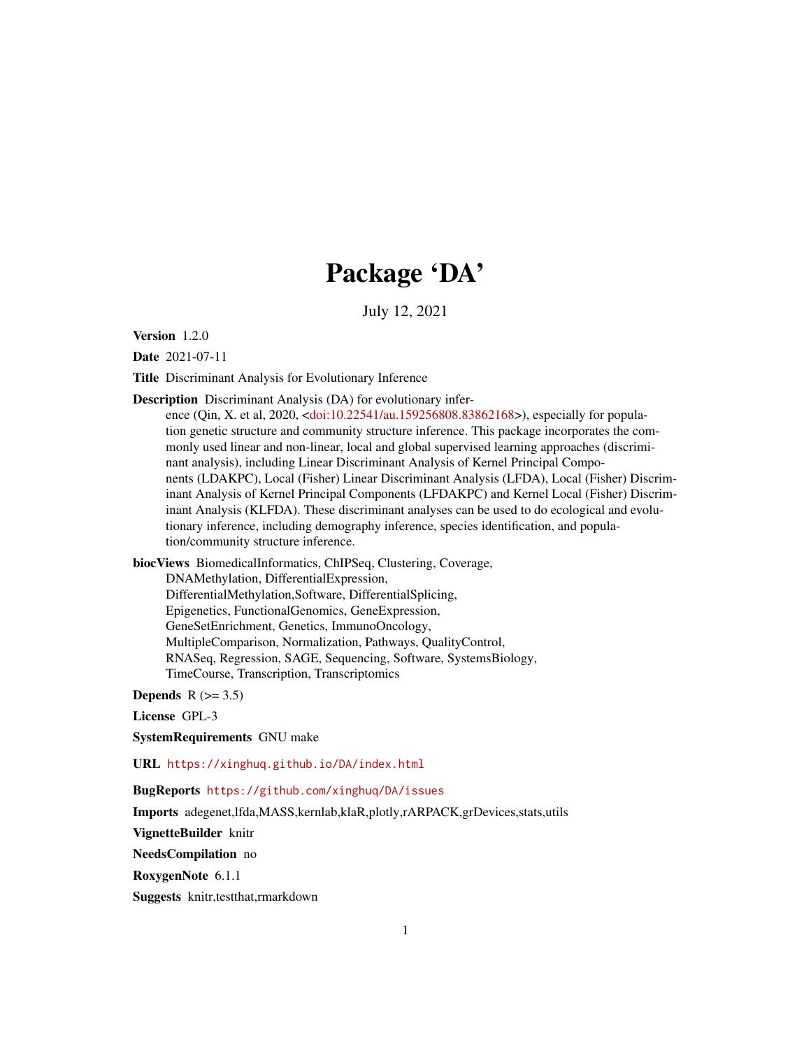# Package 'DA'

July 12, 2021

**Version** 1.2.0

**Date** 2021-07-11

**Title** Discriminant Analysis for Evolutionary Inference

**Description** Discriminant Analysis (DA) for evolutionary inference (Qin, X. et al, 2020, <doi:10.22541/au.159256808.83862168>), especially for population genetic structure and community structure inference. This package incorporates the commonly used linear and non-linear, local and global supervised learning approaches (discriminant analysis), including Linear Discriminant Analysis of Kernel Principal Components (LDAKPC), Local (Fisher) Linear Discriminant Analysis (LFDA), Local (Fisher) Discriminant Analysis of Kernel Principal Components (LFDAKPC) and Kernel Local (Fisher) Discriminant Analysis (KLFDA). These discriminant analyses can be used to do ecological and evolutionary inference, including demography inference, species identification, and population/community structure inference.

**biocViews** BiomedicalInformatics, ChIPSeq, Clustering, Coverage, DNAMethylation, DifferentialExpression, DifferentialMethylation,Software, DifferentialSplicing, Epigenetics, FunctionalGenomics, GeneExpression, GeneSetEnrichment, Genetics, ImmunoOncology, MultipleComparison, Normalization, Pathways, QualityControl, RNASeq, Regression, SAGE, Sequencing, Software, SystemsBiology, TimeCourse, Transcription, Transcriptomics

**Depends** R (>= 3.5)

**License** GPL-3

**SystemRequirements** GNU make

**URL** https://xinghuq.github.io/DA/index.html

**BugReports** https://github.com/xinghuq/DA/issues

**Imports** adegenet,lfda,MASS,kernlab,klaR,plotly,rARPACK,grDevices,stats,utils

**VignetteBuilder** knitr

**NeedsCompilation** no

**RoxygenNote** 6.1.1

**Suggests** knitr,testthat,rmarkdown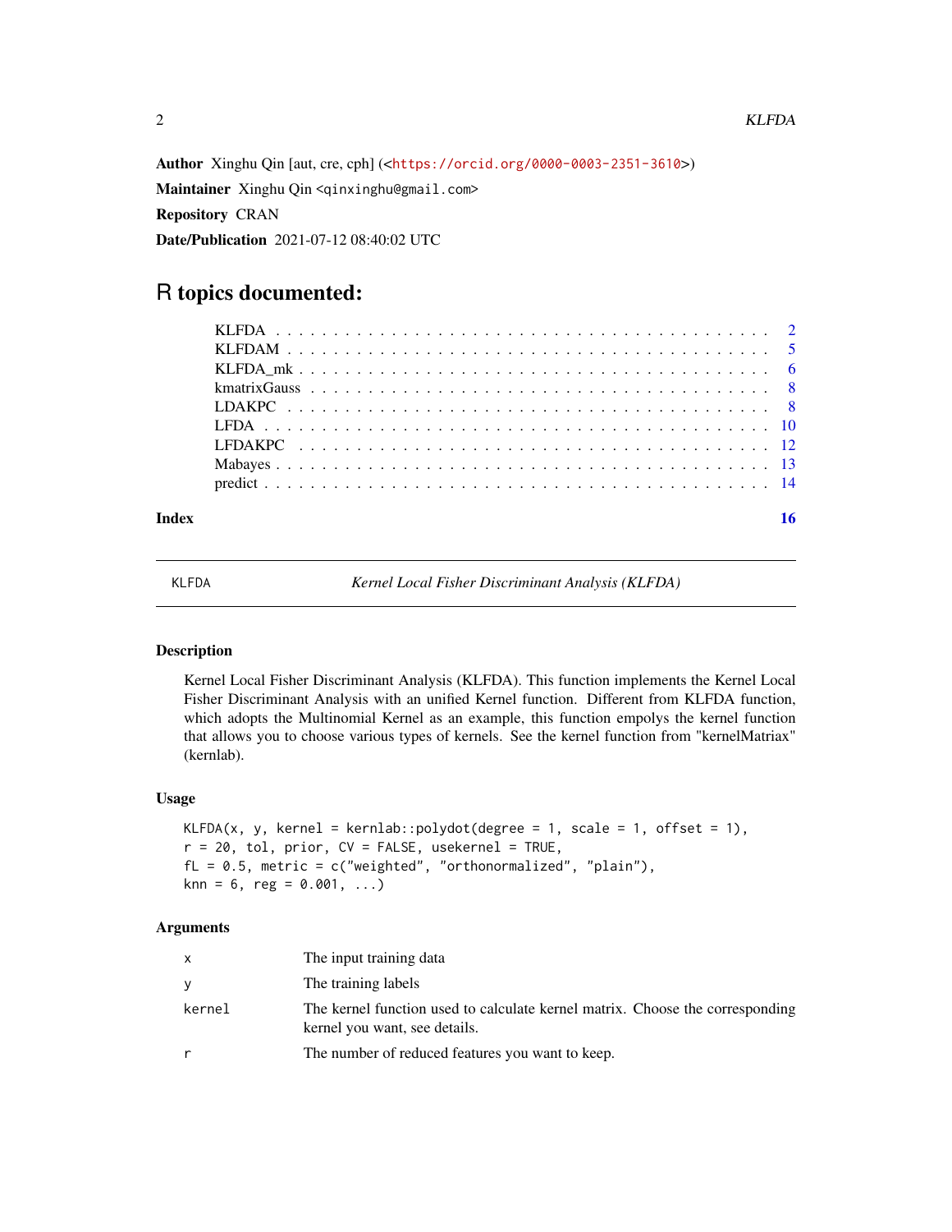**Author** Xinghu Qin [aut, cre, cph] (<https://orcid.org/0000-0003-2351-3610>)

**Maintainer** Xinghu Qin <qinxinghu@gmail.com>

**Repository** CRAN

**Date/Publication** 2021-07-12 08:40:02 UTC

# R topics documented:

- KLFDA . . . . . . . . . . . . . . . . . . . . . . . . . . . . . . . . . . . . . 2
- KLFDAM . . . . . . . . . . . . . . . . . . . . . . . . . . . . . . . . . . . . 5
- KLFDA_mk . . . . . . . . . . . . . . . . . . . . . . . . . . . . . . . . . . . 6
- kmatrixGauss . . . . . . . . . . . . . . . . . . . . . . . . . . . . . . . . . 8
- LDAKPC . . . . . . . . . . . . . . . . . . . . . . . . . . . . . . . . . . . . 8
- LFDA . . . . . . . . . . . . . . . . . . . . . . . . . . . . . . . . . . . . . 10
- LFDAKPC . . . . . . . . . . . . . . . . . . . . . . . . . . . . . . . . . . . 12
- Mabayes . . . . . . . . . . . . . . . . . . . . . . . . . . . . . . . . . . . . 13
- predict . . . . . . . . . . . . . . . . . . . . . . . . . . . . . . . . . . . . 14

**Index** 16

---

KLFDA — *Kernel Local Fisher Discriminant Analysis (KLFDA)*

---

### Description

Kernel Local Fisher Discriminant Analysis (KLFDA). This function implements the Kernel Local Fisher Discriminant Analysis with an unified Kernel function. Different from KLFDA function, which adopts the Multinomial Kernel as an example, this function empolys the kernel function that allows you to choose various types of kernels. See the kernel function from "kernelMatriax" (kernlab).

### Usage

```
KLFDA(x, y, kernel = kernlab::polydot(degree = 1, scale = 1, offset = 1),
r = 20, tol, prior, CV = FALSE, usekernel = TRUE,
fL = 0.5, metric = c("weighted", "orthonormalized", "plain"),
knn = 6, reg = 0.001, ...)
```

### Arguments

| | |
|---|---|
| x | The input training data |
| y | The training labels |
| kernel | The kernel function used to calculate kernel matrix. Choose the corresponding kernel you want, see details. |
| r | The number of reduced features you want to keep. |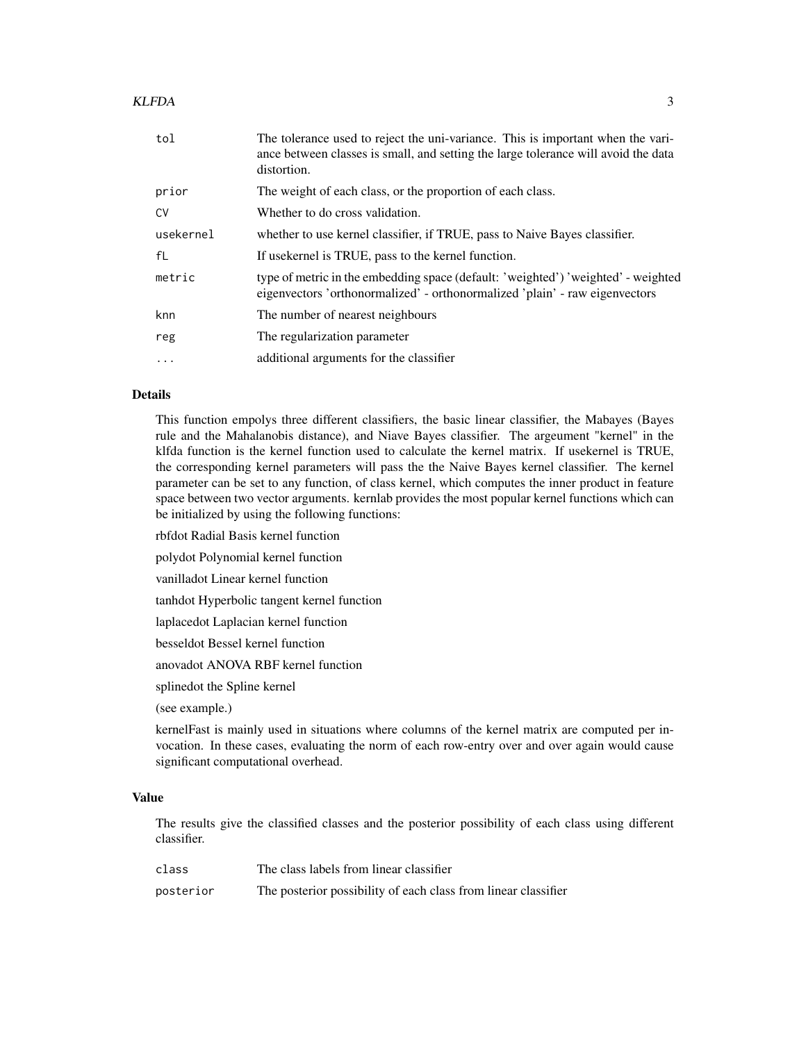| | |
|---|---|
| tol | The tolerance used to reject the uni-variance. This is important when the variance between classes is small, and setting the large tolerance will avoid the data distortion. |
| prior | The weight of each class, or the proportion of each class. |
| CV | Whether to do cross validation. |
| usekernel | whether to use kernel classifier, if TRUE, pass to Naive Bayes classifier. |
| fL | If usekernel is TRUE, pass to the kernel function. |
| metric | type of metric in the embedding space (default: 'weighted') 'weighted' - weighted eigenvectors 'orthonormalized' - orthonormalized 'plain' - raw eigenvectors |
| knn | The number of nearest neighbours |
| reg | The regularization parameter |
| ... | additional arguments for the classifier |

## Details

This function empolys three different classifiers, the basic linear classifier, the Mabayes (Bayes rule and the Mahalanobis distance), and Niave Bayes classifier. The argeument "kernel" in the klfda function is the kernel function used to calculate the kernel matrix. If usekernel is TRUE, the corresponding kernel parameters will pass the the Naive Bayes kernel classifier. The kernel parameter can be set to any function, of class kernel, which computes the inner product in feature space between two vector arguments. kernlab provides the most popular kernel functions which can be initialized by using the following functions:

rbfdot Radial Basis kernel function

polydot Polynomial kernel function

vanilladot Linear kernel function

tanhdot Hyperbolic tangent kernel function

laplacedot Laplacian kernel function

besseldot Bessel kernel function

anovadot ANOVA RBF kernel function

splinedot the Spline kernel

(see example.)

kernelFast is mainly used in situations where columns of the kernel matrix are computed per invocation. In these cases, evaluating the norm of each row-entry over and over again would cause significant computational overhead.

## Value

The results give the classified classes and the posterior possibility of each class using different classifier.

| | |
|---|---|
| class | The class labels from linear classifier |
| posterior | The posterior possibility of each class from linear classifier |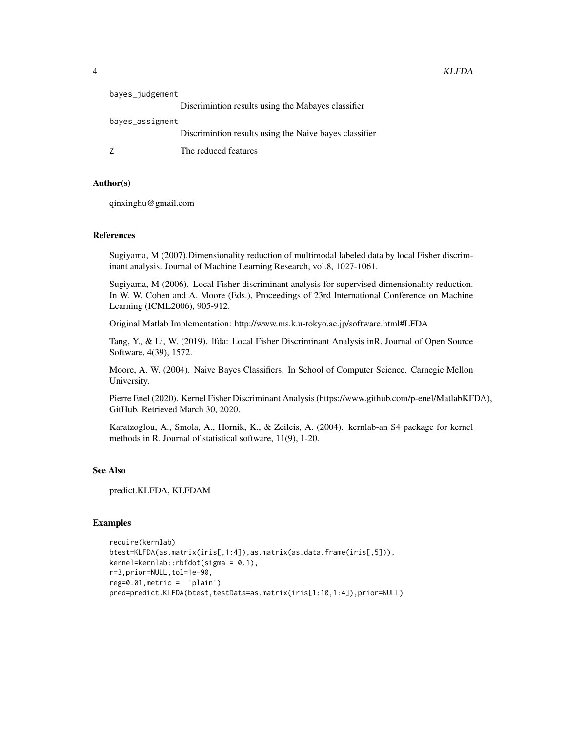bayes_judgement
: Discrimintion results using the Mabayes classifier

bayes_assigment
: Discrimintion results using the Naive bayes classifier

Z
: The reduced features

### Author(s)

qinxinghu@gmail.com

### References

Sugiyama, M (2007).Dimensionality reduction of multimodal labeled data by local Fisher discriminant analysis. Journal of Machine Learning Research, vol.8, 1027-1061.

Sugiyama, M (2006). Local Fisher discriminant analysis for supervised dimensionality reduction. In W. W. Cohen and A. Moore (Eds.), Proceedings of 23rd International Conference on Machine Learning (ICML2006), 905-912.

Original Matlab Implementation: http://www.ms.k.u-tokyo.ac.jp/software.html#LFDA

Tang, Y., & Li, W. (2019). lfda: Local Fisher Discriminant Analysis inR. Journal of Open Source Software, 4(39), 1572.

Moore, A. W. (2004). Naive Bayes Classifiers. In School of Computer Science. Carnegie Mellon University.

Pierre Enel (2020). Kernel Fisher Discriminant Analysis (https://www.github.com/p-enel/MatlabKFDA), GitHub. Retrieved March 30, 2020.

Karatzoglou, A., Smola, A., Hornik, K., & Zeileis, A. (2004). kernlab-an S4 package for kernel methods in R. Journal of statistical software, 11(9), 1-20.

### See Also

predict.KLFDA, KLFDAM

### Examples

```
require(kernlab)
btest=KLFDA(as.matrix(iris[,1:4]),as.matrix(as.data.frame(iris[,5])),
kernel=kernlab::rbfdot(sigma = 0.1),
r=3,prior=NULL,tol=1e-90,
reg=0.01,metric =  'plain')
pred=predict.KLFDA(btest,testData=as.matrix(iris[1:10,1:4]),prior=NULL)
```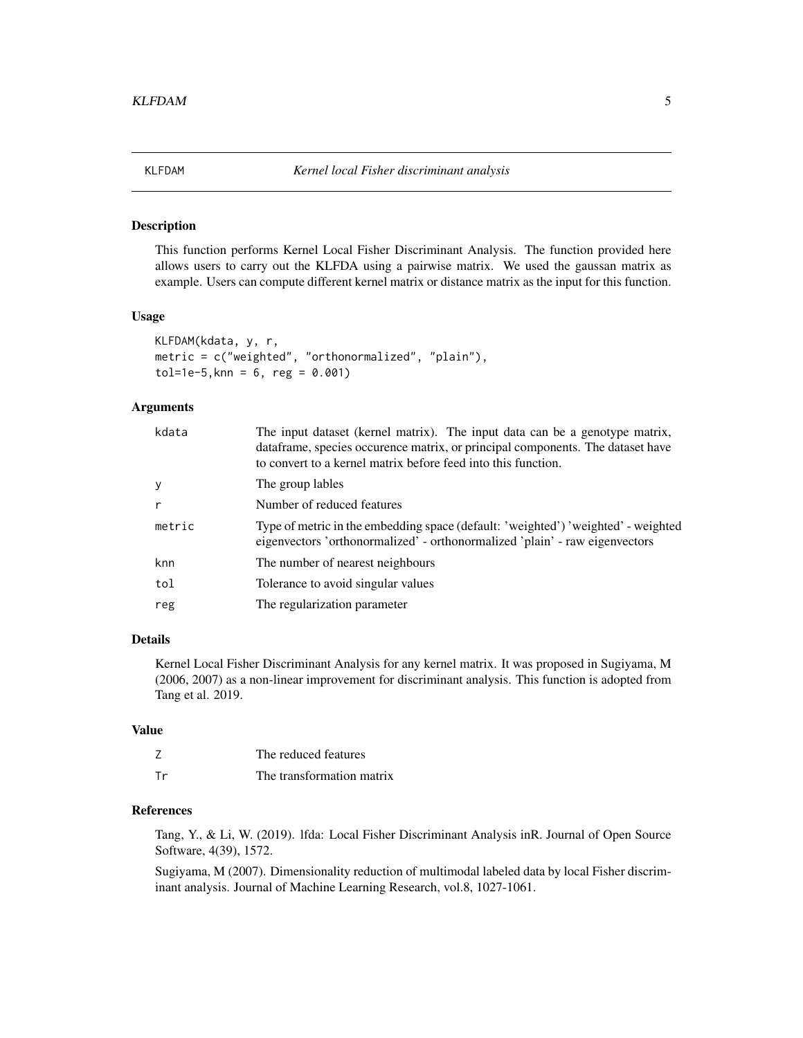## KLFDAM — *Kernel local Fisher discriminant analysis*

### Description

This function performs Kernel Local Fisher Discriminant Analysis. The function provided here allows users to carry out the KLFDA using a pairwise matrix. We used the gaussan matrix as example. Users can compute different kernel matrix or distance matrix as the input for this function.

### Usage

```
KLFDAM(kdata, y, r,
metric = c("weighted", "orthonormalized", "plain"),
tol=1e-5,knn = 6, reg = 0.001)
```

### Arguments

| | |
|---|---|
| kdata | The input dataset (kernel matrix). The input data can be a genotype matrix, dataframe, species occurence matrix, or principal components. The dataset have to convert to a kernel matrix before feed into this function. |
| y | The group lables |
| r | Number of reduced features |
| metric | Type of metric in the embedding space (default: 'weighted') 'weighted' - weighted eigenvectors 'orthonormalized' - orthonormalized 'plain' - raw eigenvectors |
| knn | The number of nearest neighbours |
| tol | Tolerance to avoid singular values |
| reg | The regularization parameter |

### Details

Kernel Local Fisher Discriminant Analysis for any kernel matrix. It was proposed in Sugiyama, M (2006, 2007) as a non-linear improvement for discriminant analysis. This function is adopted from Tang et al. 2019.

### Value

| | |
|---|---|
| Z | The reduced features |
| Tr | The transformation matrix |

### References

Tang, Y., & Li, W. (2019). lfda: Local Fisher Discriminant Analysis inR. Journal of Open Source Software, 4(39), 1572.

Sugiyama, M (2007). Dimensionality reduction of multimodal labeled data by local Fisher discriminant analysis. Journal of Machine Learning Research, vol.8, 1027-1061.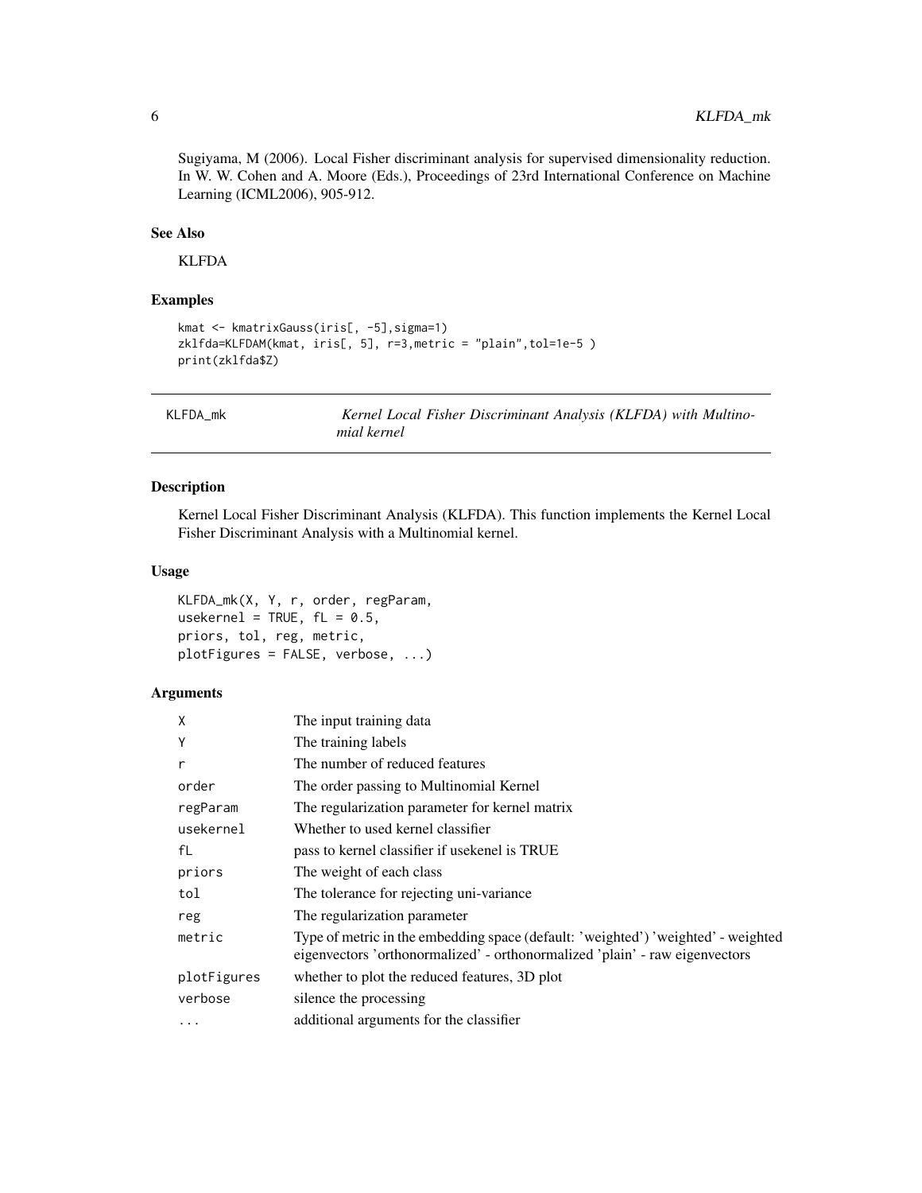Sugiyama, M (2006). Local Fisher discriminant analysis for supervised dimensionality reduction. In W. W. Cohen and A. Moore (Eds.), Proceedings of 23rd International Conference on Machine Learning (ICML2006), 905-912.

### See Also

KLFDA

### Examples

```
kmat <- kmatrixGauss(iris[, -5],sigma=1)
zklfda=KLFDAM(kmat, iris[, 5], r=3,metric = "plain",tol=1e-5 )
print(zklfda$Z)
```

---

## KLFDA_mk — *Kernel Local Fisher Discriminant Analysis (KLFDA) with Multinomial kernel*

### Description

Kernel Local Fisher Discriminant Analysis (KLFDA). This function implements the Kernel Local Fisher Discriminant Analysis with a Multinomial kernel.

### Usage

```
KLFDA_mk(X, Y, r, order, regParam,
usekernel = TRUE, fL = 0.5,
priors, tol, reg, metric,
plotFigures = FALSE, verbose, ...)
```

### Arguments

| | |
|---|---|
| X | The input training data |
| Y | The training labels |
| r | The number of reduced features |
| order | The order passing to Multinomial Kernel |
| regParam | The regularization parameter for kernel matrix |
| usekernel | Whether to used kernel classifier |
| fL | pass to kernel classifier if usekenel is TRUE |
| priors | The weight of each class |
| tol | The tolerance for rejecting uni-variance |
| reg | The regularization parameter |
| metric | Type of metric in the embedding space (default: 'weighted') 'weighted' - weighted eigenvectors 'orthonormalized' - orthonormalized 'plain' - raw eigenvectors |
| plotFigures | whether to plot the reduced features, 3D plot |
| verbose | silence the processing |
| ... | additional arguments for the classifier |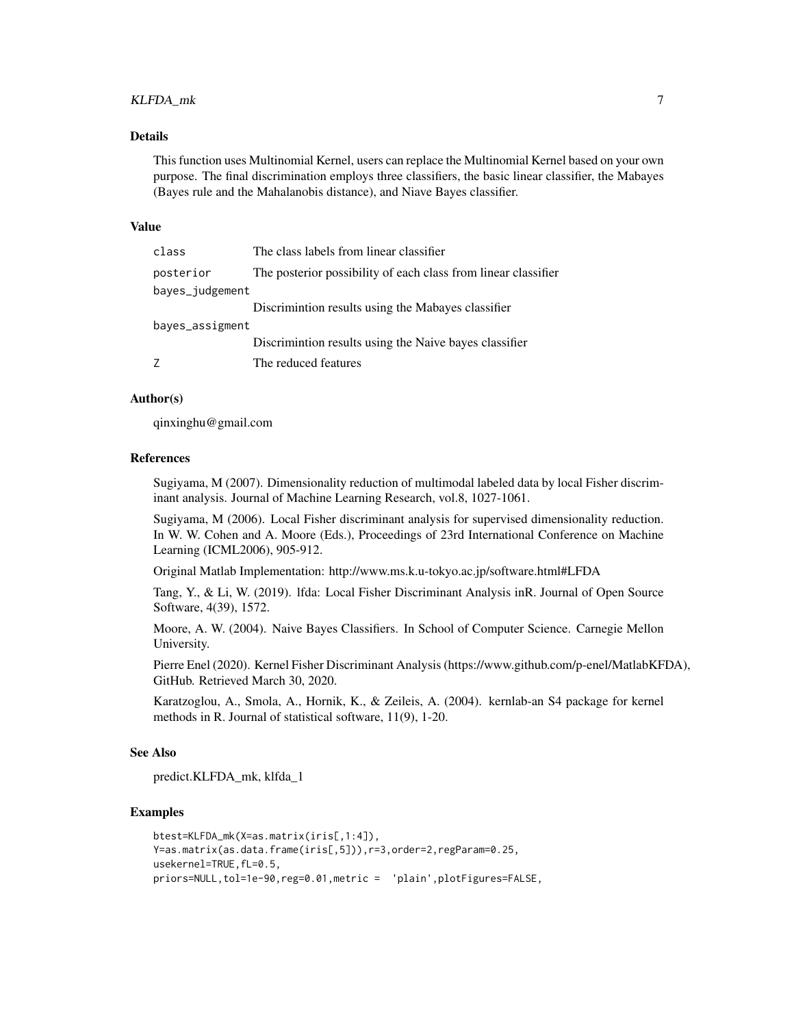## Details

This function uses Multinomial Kernel, users can replace the Multinomial Kernel based on your own purpose. The final discrimination employs three classifiers, the basic linear classifier, the Mabayes (Bayes rule and the Mahalanobis distance), and Niave Bayes classifier.

## Value

| | |
|---|---|
| `class` | The class labels from linear classifier |
| `posterior` | The posterior possibility of each class from linear classifier |
| `bayes_judgement` | Discrimintion results using the Mabayes classifier |
| `bayes_assigment` | Discrimintion results using the Naive bayes classifier |
| `Z` | The reduced features |

## Author(s)

qinxinghu@gmail.com

## References

Sugiyama, M (2007). Dimensionality reduction of multimodal labeled data by local Fisher discriminant analysis. Journal of Machine Learning Research, vol.8, 1027-1061.

Sugiyama, M (2006). Local Fisher discriminant analysis for supervised dimensionality reduction. In W. W. Cohen and A. Moore (Eds.), Proceedings of 23rd International Conference on Machine Learning (ICML2006), 905-912.

Original Matlab Implementation: http://www.ms.k.u-tokyo.ac.jp/software.html#LFDA

Tang, Y., & Li, W. (2019). lfda: Local Fisher Discriminant Analysis inR. Journal of Open Source Software, 4(39), 1572.

Moore, A. W. (2004). Naive Bayes Classifiers. In School of Computer Science. Carnegie Mellon University.

Pierre Enel (2020). Kernel Fisher Discriminant Analysis (https://www.github.com/p-enel/MatlabKFDA), GitHub. Retrieved March 30, 2020.

Karatzoglou, A., Smola, A., Hornik, K., & Zeileis, A. (2004). kernlab-an S4 package for kernel methods in R. Journal of statistical software, 11(9), 1-20.

## See Also

predict.KLFDA_mk, klfda_1

## Examples

```
btest=KLFDA_mk(X=as.matrix(iris[,1:4]),
Y=as.matrix(as.data.frame(iris[,5])),r=3,order=2,regParam=0.25,
usekernel=TRUE,fL=0.5,
priors=NULL,tol=1e-90,reg=0.01,metric =  'plain',plotFigures=FALSE,
```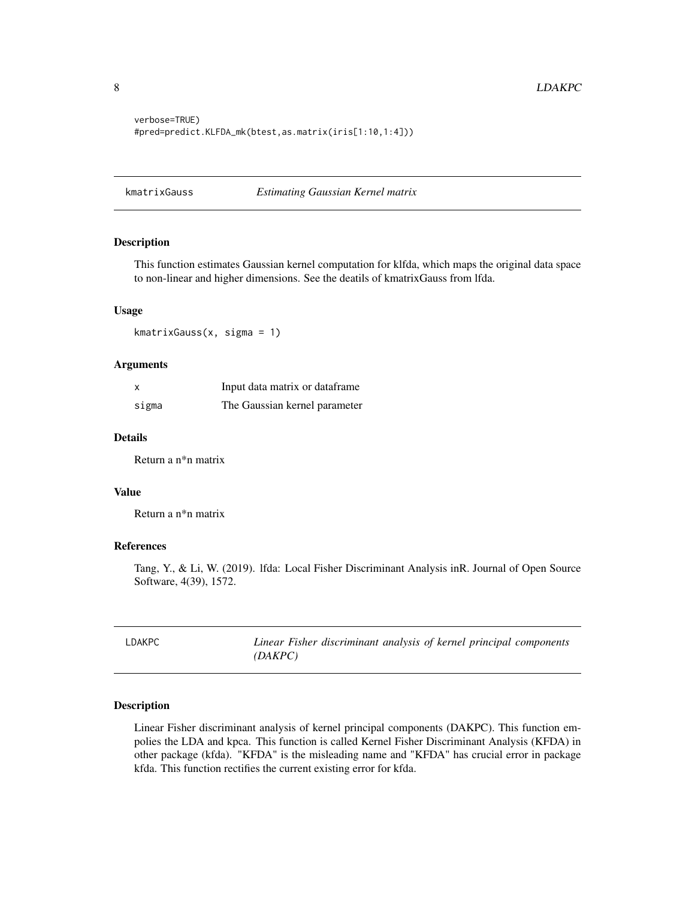```
verbose=TRUE)
#pred=predict.KLFDA_mk(btest,as.matrix(iris[1:10,1:4]))
```

## kmatrixGauss *Estimating Gaussian Kernel matrix*

### Description

This function estimates Gaussian kernel computation for klfda, which maps the original data space to non-linear and higher dimensions. See the deatils of kmatrixGauss from lfda.

### Usage

```
kmatrixGauss(x, sigma = 1)
```

### Arguments

| | |
|---|---|
| x | Input data matrix or dataframe |
| sigma | The Gaussian kernel parameter |

### Details

Return a n*n matrix

### Value

Return a n*n matrix

### References

Tang, Y., & Li, W. (2019). lfda: Local Fisher Discriminant Analysis inR. Journal of Open Source Software, 4(39), 1572.

## LDAKPC *Linear Fisher discriminant analysis of kernel principal components (DAKPC)*

### Description

Linear Fisher discriminant analysis of kernel principal components (DAKPC). This function empolies the LDA and kpca. This function is called Kernel Fisher Discriminant Analysis (KFDA) in other package (kfda). "KFDA" is the misleading name and "KFDA" has crucial error in package kfda. This function rectifies the current existing error for kfda.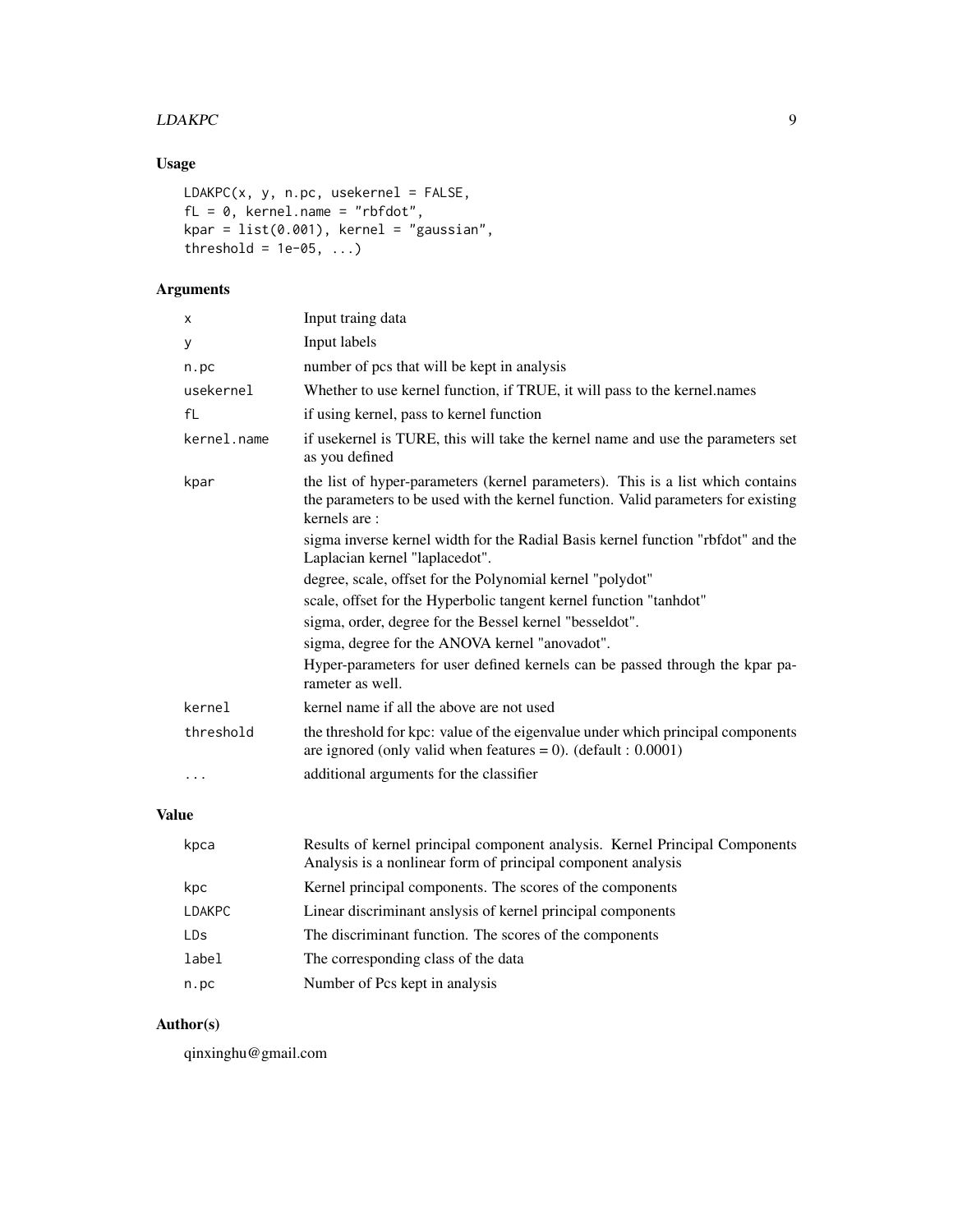## Usage

```
LDAKPC(x, y, n.pc, usekernel = FALSE,
fL = 0, kernel.name = "rbfdot",
kpar = list(0.001), kernel = "gaussian",
threshold = 1e-05, ...)
```

## Arguments

| | |
|---|---|
| x | Input traing data |
| y | Input labels |
| n.pc | number of pcs that will be kept in analysis |
| usekernel | Whether to use kernel function, if TRUE, it will pass to the kernel.names |
| fL | if using kernel, pass to kernel function |
| kernel.name | if usekernel is TURE, this will take the kernel name and use the parameters set as you defined |
| kpar | the list of hyper-parameters (kernel parameters). This is a list which contains the parameters to be used with the kernel function. Valid parameters for existing kernels are :<br>sigma inverse kernel width for the Radial Basis kernel function "rbfdot" and the Laplacian kernel "laplacedot".<br>degree, scale, offset for the Polynomial kernel "polydot"<br>scale, offset for the Hyperbolic tangent kernel function "tanhdot"<br>sigma, order, degree for the Bessel kernel "besseldot".<br>sigma, degree for the ANOVA kernel "anovadot".<br>Hyper-parameters for user defined kernels can be passed through the kpar parameter as well. |
| kernel | kernel name if all the above are not used |
| threshold | the threshold for kpc: value of the eigenvalue under which principal components are ignored (only valid when features = 0). (default : 0.0001) |
| ... | additional arguments for the classifier |

## Value

| | |
|---|---|
| kpca | Results of kernel principal component analysis. Kernel Principal Components Analysis is a nonlinear form of principal component analysis |
| kpc | Kernel principal components. The scores of the components |
| LDAKPC | Linear discriminant anslysis of kernel principal components |
| LDs | The discriminant function. The scores of the components |
| label | The corresponding class of the data |
| n.pc | Number of Pcs kept in analysis |

## Author(s)

qinxinghu@gmail.com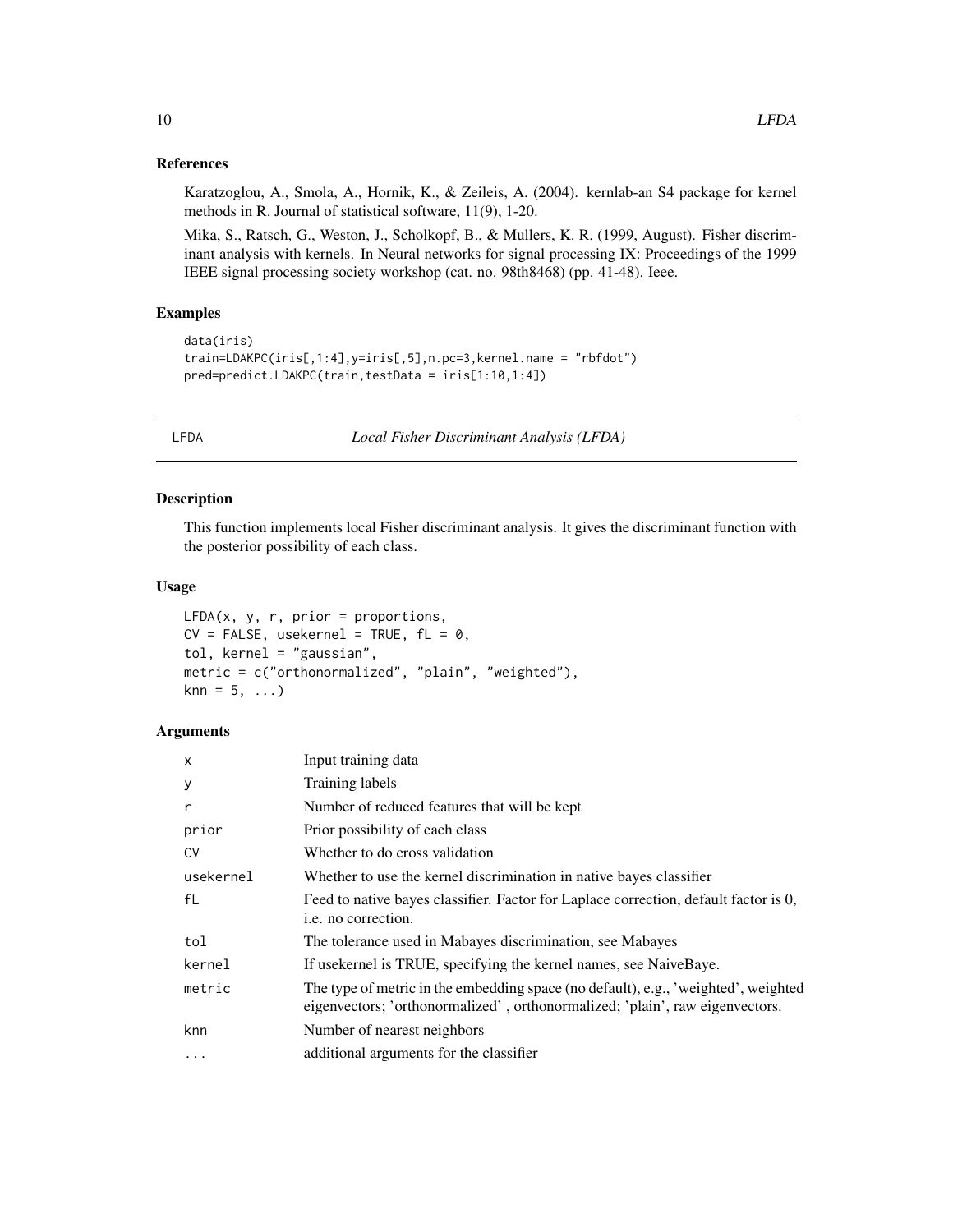### References

Karatzoglou, A., Smola, A., Hornik, K., & Zeileis, A. (2004). kernlab-an S4 package for kernel methods in R. Journal of statistical software, 11(9), 1-20.

Mika, S., Ratsch, G., Weston, J., Scholkopf, B., & Mullers, K. R. (1999, August). Fisher discriminant analysis with kernels. In Neural networks for signal processing IX: Proceedings of the 1999 IEEE signal processing society workshop (cat. no. 98th8468) (pp. 41-48). Ieee.

### Examples

```
data(iris)
train=LDAKPC(iris[,1:4],y=iris[,5],n.pc=3,kernel.name = "rbfdot")
pred=predict.LDAKPC(train,testData = iris[1:10,1:4])
```

---

## LFDA — *Local Fisher Discriminant Analysis (LFDA)*

---

### Description

This function implements local Fisher discriminant analysis. It gives the discriminant function with the posterior possibility of each class.

### Usage

```
LFDA(x, y, r, prior = proportions,
CV = FALSE, usekernel = TRUE, fL = 0,
tol, kernel = "gaussian",
metric = c("orthonormalized", "plain", "weighted"),
knn = 5, ...)
```

### Arguments

| | |
|---|---|
| x | Input training data |
| y | Training labels |
| r | Number of reduced features that will be kept |
| prior | Prior possibility of each class |
| CV | Whether to do cross validation |
| usekernel | Whether to use the kernel discrimination in native bayes classifier |
| fL | Feed to native bayes classifier. Factor for Laplace correction, default factor is 0, i.e. no correction. |
| tol | The tolerance used in Mabayes discrimination, see Mabayes |
| kernel | If usekernel is TRUE, specifying the kernel names, see NaiveBaye. |
| metric | The type of metric in the embedding space (no default), e.g., 'weighted', weighted eigenvectors; 'orthonormalized' , orthonormalized; 'plain', raw eigenvectors. |
| knn | Number of nearest neighbors |
| ... | additional arguments for the classifier |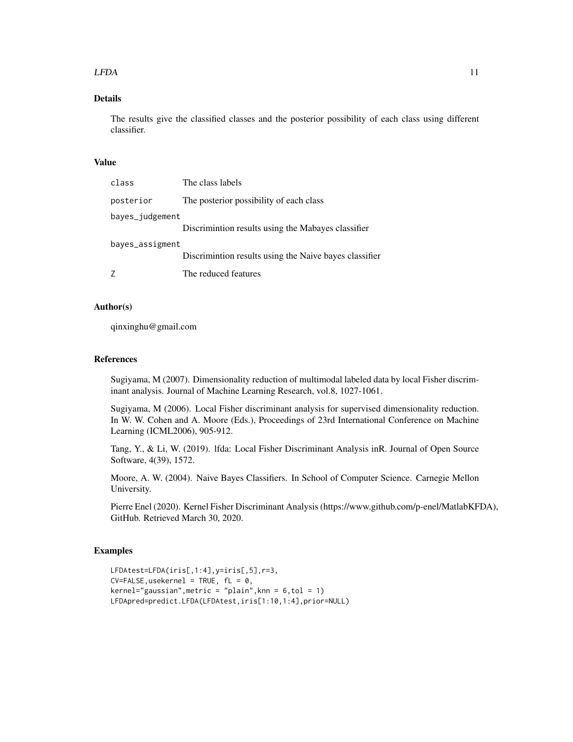## Details

The results give the classified classes and the posterior possibility of each class using different classifier.

## Value

- `class` — The class labels
- `posterior` — The posterior possibility of each class
- `bayes_judgement` — Discrimintion results using the Mabayes classifier
- `bayes_assigment` — Discrimintion results using the Naive bayes classifier
- `Z` — The reduced features

## Author(s)

qinxinghu@gmail.com

## References

Sugiyama, M (2007). Dimensionality reduction of multimodal labeled data by local Fisher discriminant analysis. Journal of Machine Learning Research, vol.8, 1027-1061.

Sugiyama, M (2006). Local Fisher discriminant analysis for supervised dimensionality reduction. In W. W. Cohen and A. Moore (Eds.), Proceedings of 23rd International Conference on Machine Learning (ICML2006), 905-912.

Tang, Y., & Li, W. (2019). lfda: Local Fisher Discriminant Analysis inR. Journal of Open Source Software, 4(39), 1572.

Moore, A. W. (2004). Naive Bayes Classifiers. In School of Computer Science. Carnegie Mellon University.

Pierre Enel (2020). Kernel Fisher Discriminant Analysis (https://www.github.com/p-enel/MatlabKFDA), GitHub. Retrieved March 30, 2020.

## Examples

```
LFDAtest=LFDA(iris[,1:4],y=iris[,5],r=3,
CV=FALSE,usekernel = TRUE, fL = 0,
kernel="gaussian",metric = "plain",knn = 6,tol = 1)
LFDApred=predict.LFDA(LFDAtest,iris[1:10,1:4],prior=NULL)
```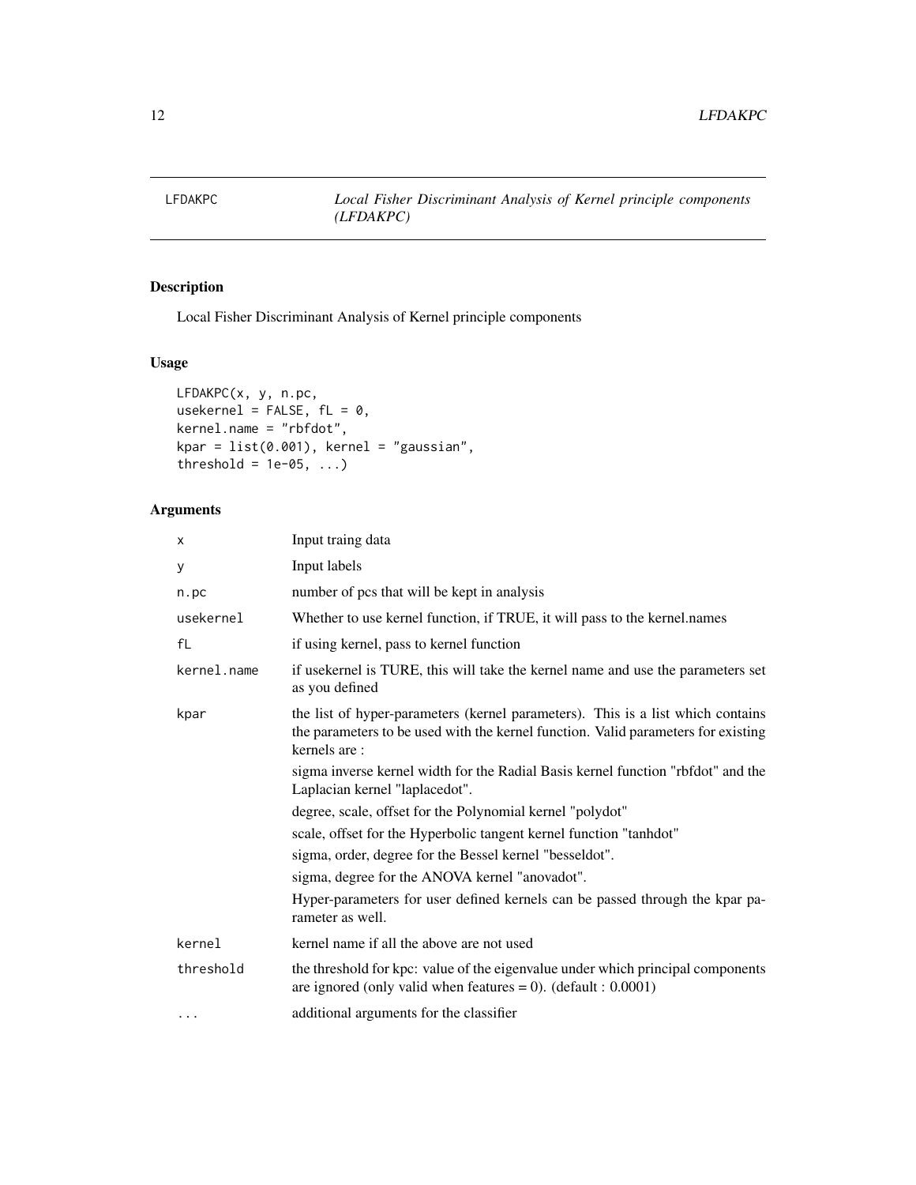# LFDAKPC — *Local Fisher Discriminant Analysis of Kernel principle components (LFDAKPC)*

## Description

Local Fisher Discriminant Analysis of Kernel principle components

## Usage

```
LFDAKPC(x, y, n.pc,
usekernel = FALSE, fL = 0,
kernel.name = "rbfdot",
kpar = list(0.001), kernel = "gaussian",
threshold = 1e-05, ...)
```

## Arguments

| | |
|---|---|
| x | Input traing data |
| y | Input labels |
| n.pc | number of pcs that will be kept in analysis |
| usekernel | Whether to use kernel function, if TRUE, it will pass to the kernel.names |
| fL | if using kernel, pass to kernel function |
| kernel.name | if usekernel is TURE, this will take the kernel name and use the parameters set as you defined |
| kpar | the list of hyper-parameters (kernel parameters). This is a list which contains the parameters to be used with the kernel function. Valid parameters for existing kernels are :<br>sigma inverse kernel width for the Radial Basis kernel function "rbfdot" and the Laplacian kernel "laplacedot".<br>degree, scale, offset for the Polynomial kernel "polydot"<br>scale, offset for the Hyperbolic tangent kernel function "tanhdot"<br>sigma, order, degree for the Bessel kernel "besseldot".<br>sigma, degree for the ANOVA kernel "anovadot".<br>Hyper-parameters for user defined kernels can be passed through the kpar parameter as well. |
| kernel | kernel name if all the above are not used |
| threshold | the threshold for kpc: value of the eigenvalue under which principal components are ignored (only valid when features = 0). (default : 0.0001) |
| ... | additional arguments for the classifier |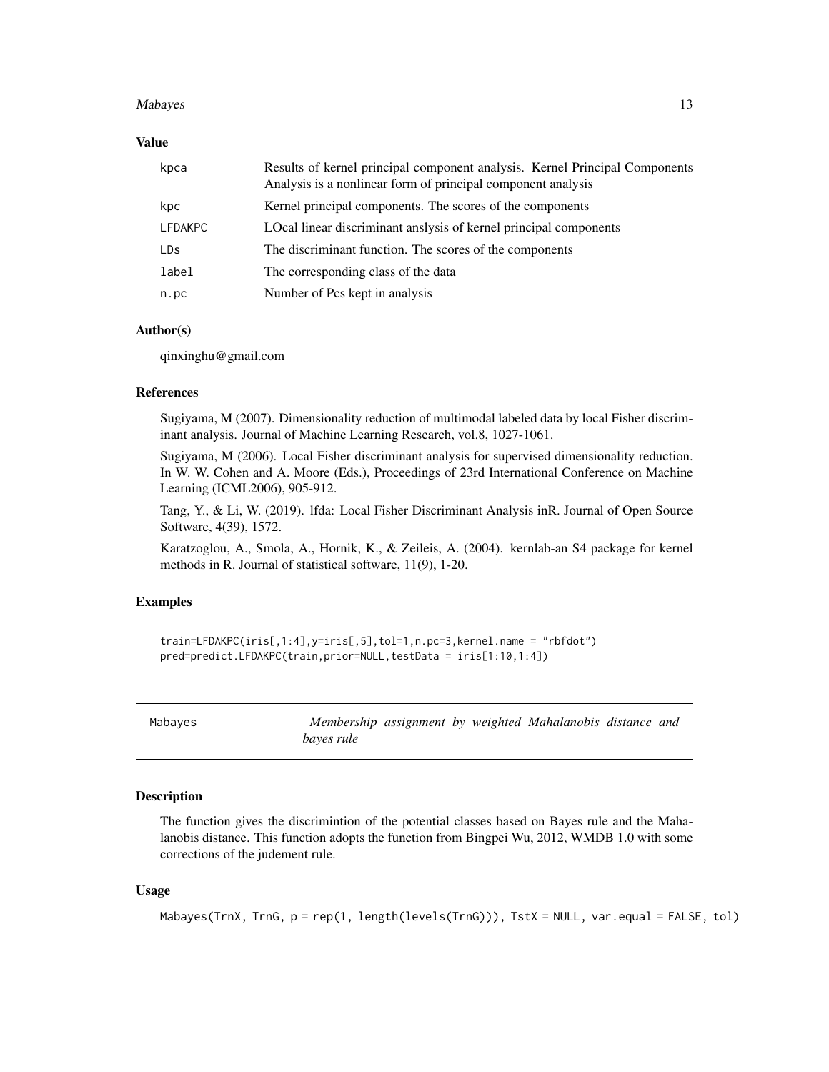## Value

| | |
|---|---|
| `kpca` | Results of kernel principal component analysis. Kernel Principal Components Analysis is a nonlinear form of principal component analysis |
| `kpc` | Kernel principal components. The scores of the components |
| `LFDAKPC` | LOcal linear discriminant anslysis of kernel principal components |
| `LDs` | The discriminant function. The scores of the components |
| `label` | The corresponding class of the data |
| `n.pc` | Number of Pcs kept in analysis |

## Author(s)

qinxinghu@gmail.com

## References

Sugiyama, M (2007). Dimensionality reduction of multimodal labeled data by local Fisher discriminant analysis. Journal of Machine Learning Research, vol.8, 1027-1061.

Sugiyama, M (2006). Local Fisher discriminant analysis for supervised dimensionality reduction. In W. W. Cohen and A. Moore (Eds.), Proceedings of 23rd International Conference on Machine Learning (ICML2006), 905-912.

Tang, Y., & Li, W. (2019). lfda: Local Fisher Discriminant Analysis inR. Journal of Open Source Software, 4(39), 1572.

Karatzoglou, A., Smola, A., Hornik, K., & Zeileis, A. (2004). kernlab-an S4 package for kernel methods in R. Journal of statistical software, 11(9), 1-20.

## Examples

```
train=LFDAKPC(iris[,1:4],y=iris[,5],tol=1,n.pc=3,kernel.name = "rbfdot")
pred=predict.LFDAKPC(train,prior=NULL,testData = iris[1:10,1:4])
```

---

# Mabayes — *Membership assignment by weighted Mahalanobis distance and bayes rule*

---

## Description

The function gives the discrimintion of the potential classes based on Bayes rule and the Mahalanobis distance. This function adopts the function from Bingpei Wu, 2012, WMDB 1.0 with some corrections of the judement rule.

## Usage

```
Mabayes(TrnX, TrnG, p = rep(1, length(levels(TrnG))), TstX = NULL, var.equal = FALSE, tol)
```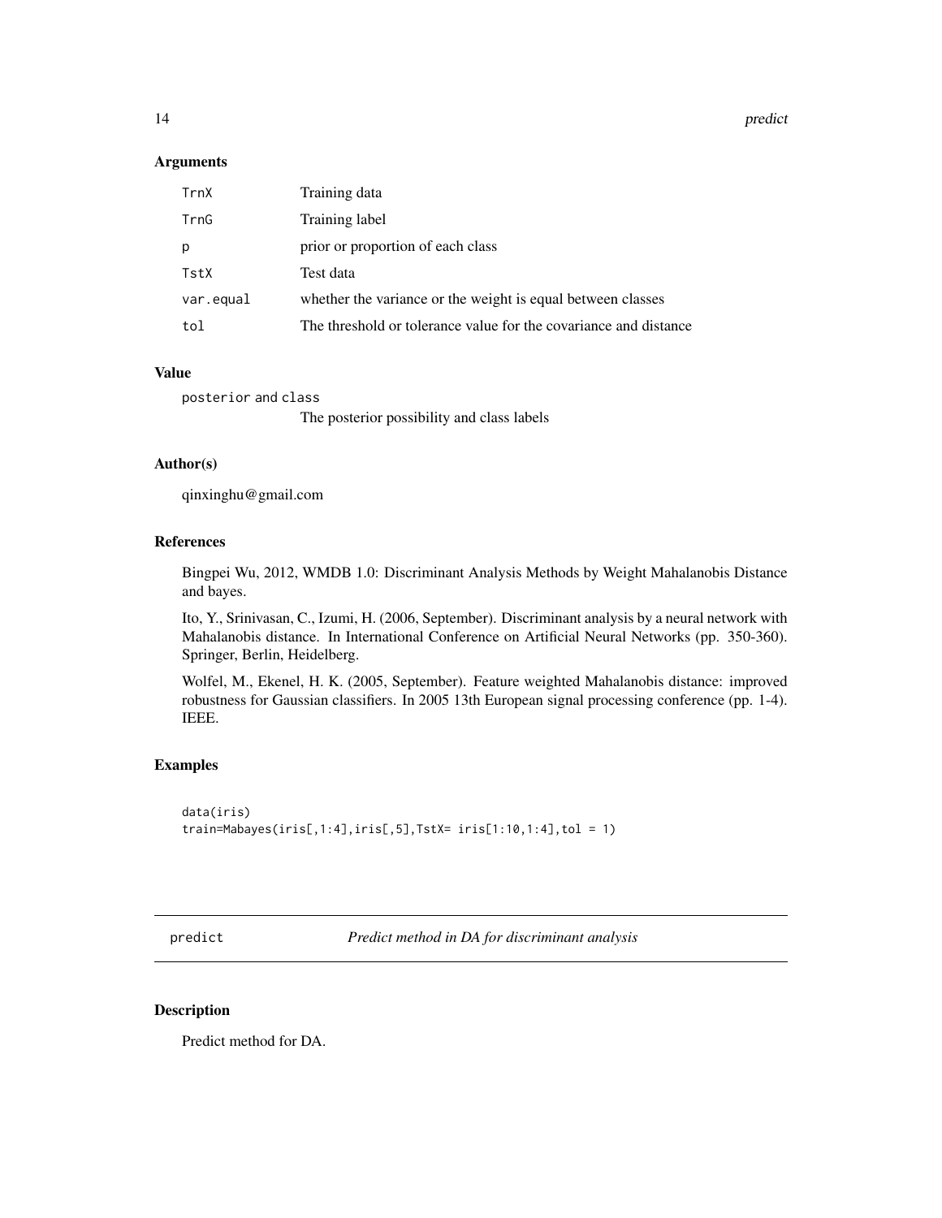### Arguments

| | |
|---|---|
| TrnX | Training data |
| TrnG | Training label |
| p | prior or proportion of each class |
| TstX | Test data |
| var.equal | whether the variance or the weight is equal between classes |
| tol | The threshold or tolerance value for the covariance and distance |

### Value

posterior and class
: The posterior possibility and class labels

### Author(s)

qinxinghu@gmail.com

### References

Bingpei Wu, 2012, WMDB 1.0: Discriminant Analysis Methods by Weight Mahalanobis Distance and bayes.

Ito, Y., Srinivasan, C., Izumi, H. (2006, September). Discriminant analysis by a neural network with Mahalanobis distance. In International Conference on Artificial Neural Networks (pp. 350-360). Springer, Berlin, Heidelberg.

Wolfel, M., Ekenel, H. K. (2005, September). Feature weighted Mahalanobis distance: improved robustness for Gaussian classifiers. In 2005 13th European signal processing conference (pp. 1-4). IEEE.

### Examples

```
data(iris)
train=Mabayes(iris[,1:4],iris[,5],TstX= iris[1:10,1:4],tol = 1)
```

---

## predict — *Predict method in DA for discriminant analysis*

### Description

Predict method for DA.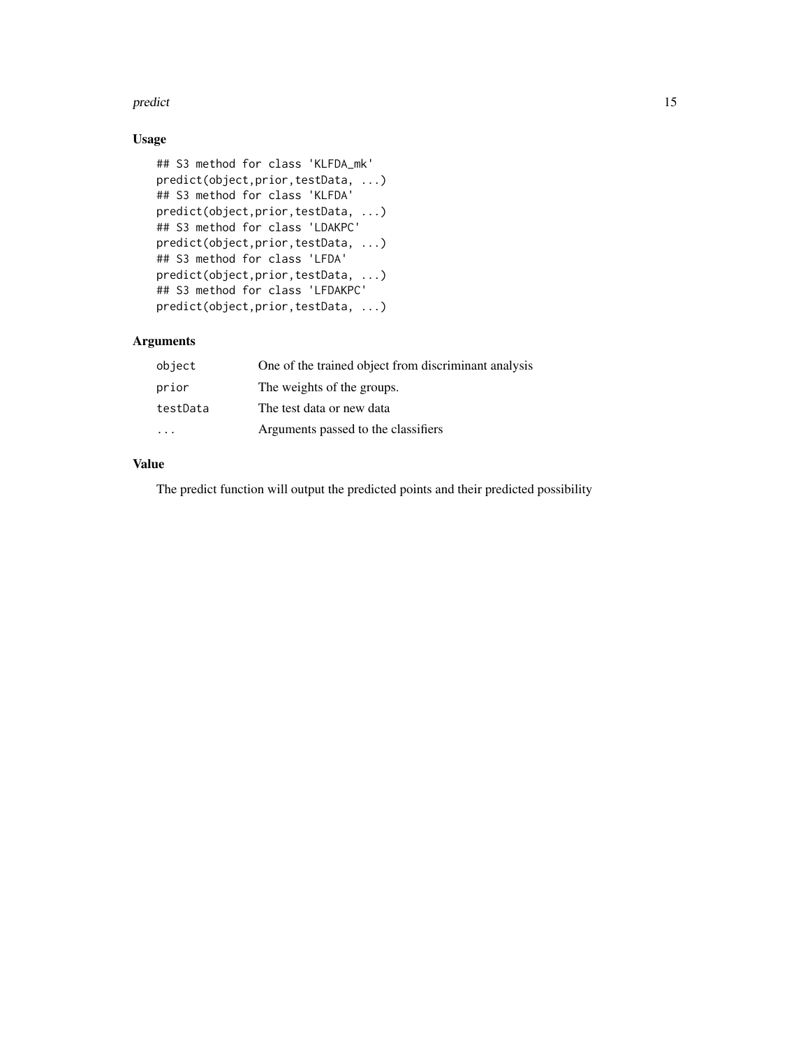## Usage

```
## S3 method for class 'KLFDA_mk'
predict(object,prior,testData, ...)
## S3 method for class 'KLFDA'
predict(object,prior,testData, ...)
## S3 method for class 'LDAKPC'
predict(object,prior,testData, ...)
## S3 method for class 'LFDA'
predict(object,prior,testData, ...)
## S3 method for class 'LFDAKPC'
predict(object,prior,testData, ...)
```

## Arguments

| | |
|---|---|
| `object` | One of the trained object from discriminant analysis |
| `prior` | The weights of the groups. |
| `testData` | The test data or new data |
| `...` | Arguments passed to the classifiers |

## Value

The predict function will output the predicted points and their predicted possibility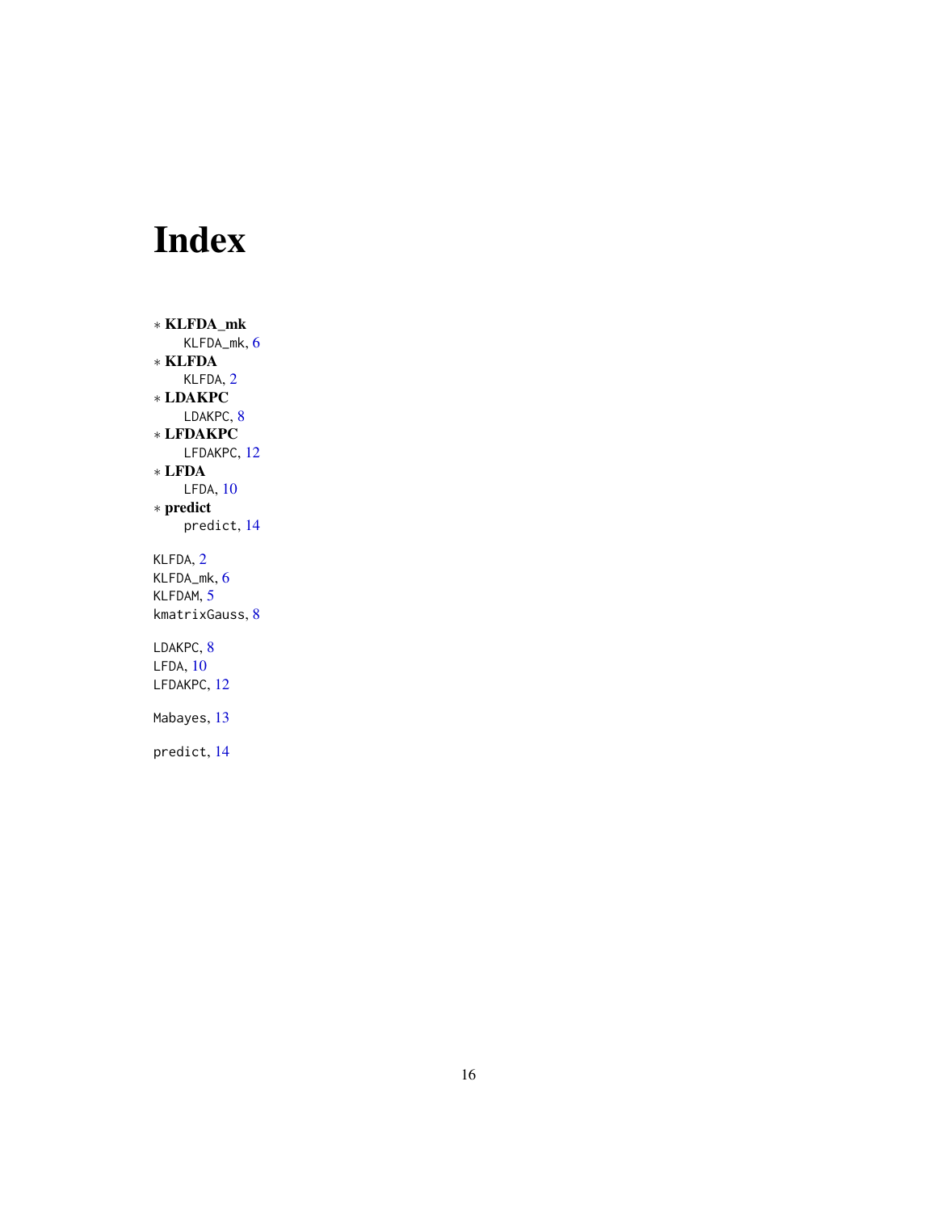# Index

∗ **KLFDA_mk**
    KLFDA_mk, 6

∗ **KLFDA**
    KLFDA, 2

∗ **LDAKPC**
    LDAKPC, 8

∗ **LFDAKPC**
    LFDAKPC, 12

∗ **LFDA**
    LFDA, 10

∗ **predict**
    predict, 14

KLFDA, 2
KLFDA_mk, 6
KLFDAM, 5
kmatrixGauss, 8

LDAKPC, 8
LFDA, 10
LFDAKPC, 12

Mabayes, 13

predict, 14